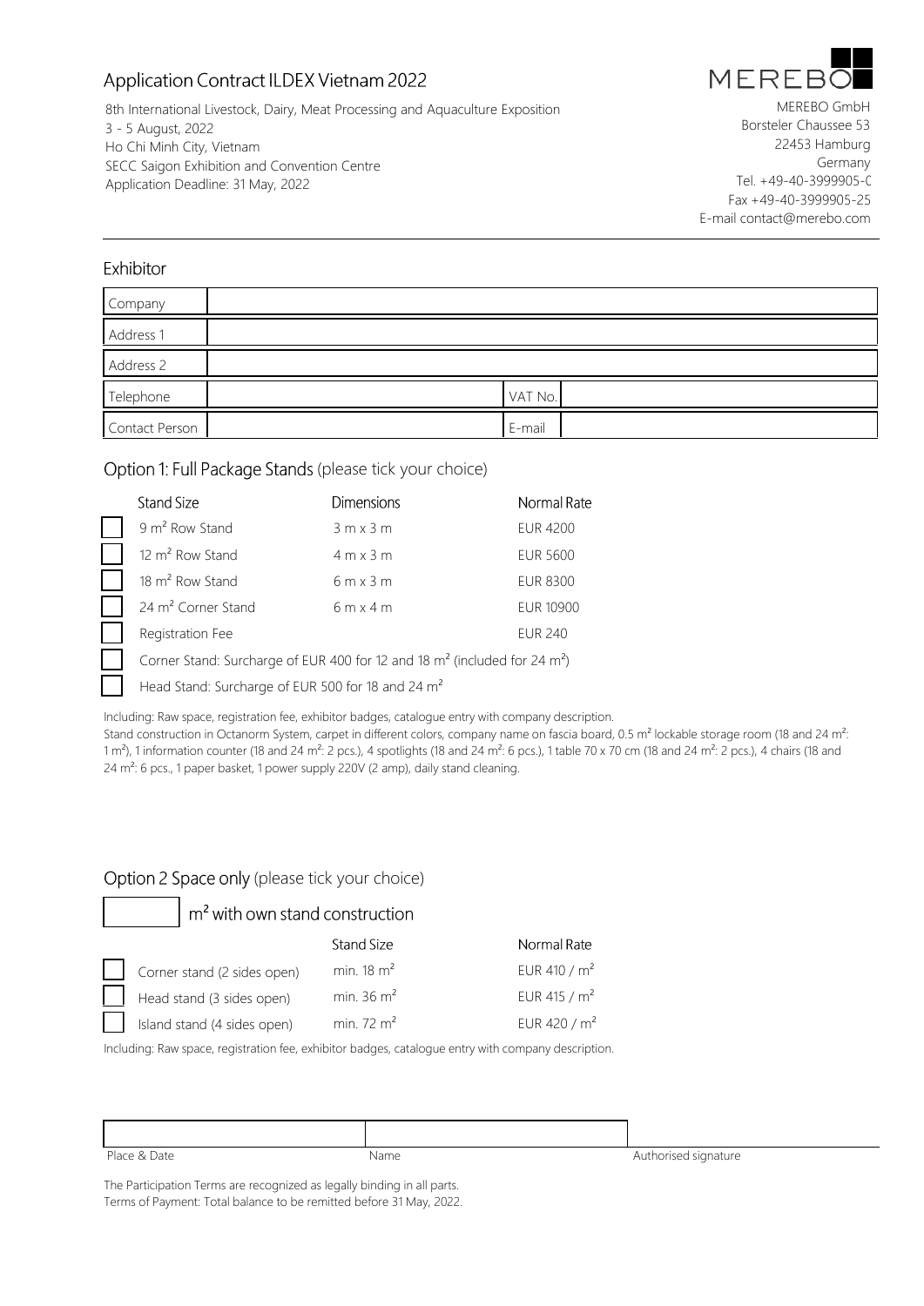# Application Contract ILDEX Vietnam 2022

8th International Livestock, Dairy, Meat Processing and Aquaculture Exposition
3 - 5 August, 2022
Ho Chi Minh City, Vietnam
SECC Saigon Exhibition and Convention Centre
Application Deadline: 31 May, 2022

MEREBO GmbH
Borsteler Chaussee 53
22453 Hamburg
Germany
Tel. +49-40-3999905-0
Fax +49-40-3999905-25
E-mail contact@merebo.com

## Exhibitor

| Company | | | |
|---|---|---|---|
| Address 1 | | | |
| Address 2 | | | |
| Telephone | | VAT No. | |
| Contact Person | | E-mail | |

## Option 1: Full Package Stands (please tick your choice)

| | Stand Size | Dimensions | Normal Rate |
|---|---|---|---|
| ☐ | 9 m² Row Stand | 3 m x 3 m | EUR 4200 |
| ☐ | 12 m² Row Stand | 4 m x 3 m | EUR 5600 |
| ☐ | 18 m² Row Stand | 6 m x 3 m | EUR 8300 |
| ☐ | 24 m² Corner Stand | 6 m x 4 m | EUR 10900 |
| ☐ | Registration Fee | | EUR 240 |
| ☐ | Corner Stand: Surcharge of EUR 400 for 12 and 18 m² (included for 24 m²) | | |
| ☐ | Head Stand: Surcharge of EUR 500 for 18 and 24 m² | | |

Including: Raw space, registration fee, exhibitor badges, catalogue entry with company description.
Stand construction in Octanorm System, carpet in different colors, company name on fascia board, 0.5 m² lockable storage room (18 and 24 m²: 1 m²), 1 information counter (18 and 24 m²: 2 pcs.), 4 spotlights (18 and 24 m²: 6 pcs.), 1 table 70 x 70 cm (18 and 24 m²: 2 pcs.), 4 chairs (18 and 24 m²: 6 pcs., 1 paper basket, 1 power supply 220V (2 amp), daily stand cleaning.

## Option 2 Space only (please tick your choice)

☐ m² with own stand construction

| | | Stand Size | Normal Rate |
|---|---|---|---|
| ☐ | Corner stand (2 sides open) | min. 18 m² | EUR 410 / m² |
| ☐ | Head stand (3 sides open) | min. 36 m² | EUR 415 / m² |
| ☐ | Island stand (4 sides open) | min. 72 m² | EUR 420 / m² |

Including: Raw space, registration fee, exhibitor badges, catalogue entry with company description.

| Place & Date | Name | Authorised signature |
|---|---|---|
| | | |

The Participation Terms are recognized as legally binding in all parts.
Terms of Payment: Total balance to be remitted before 31 May, 2022.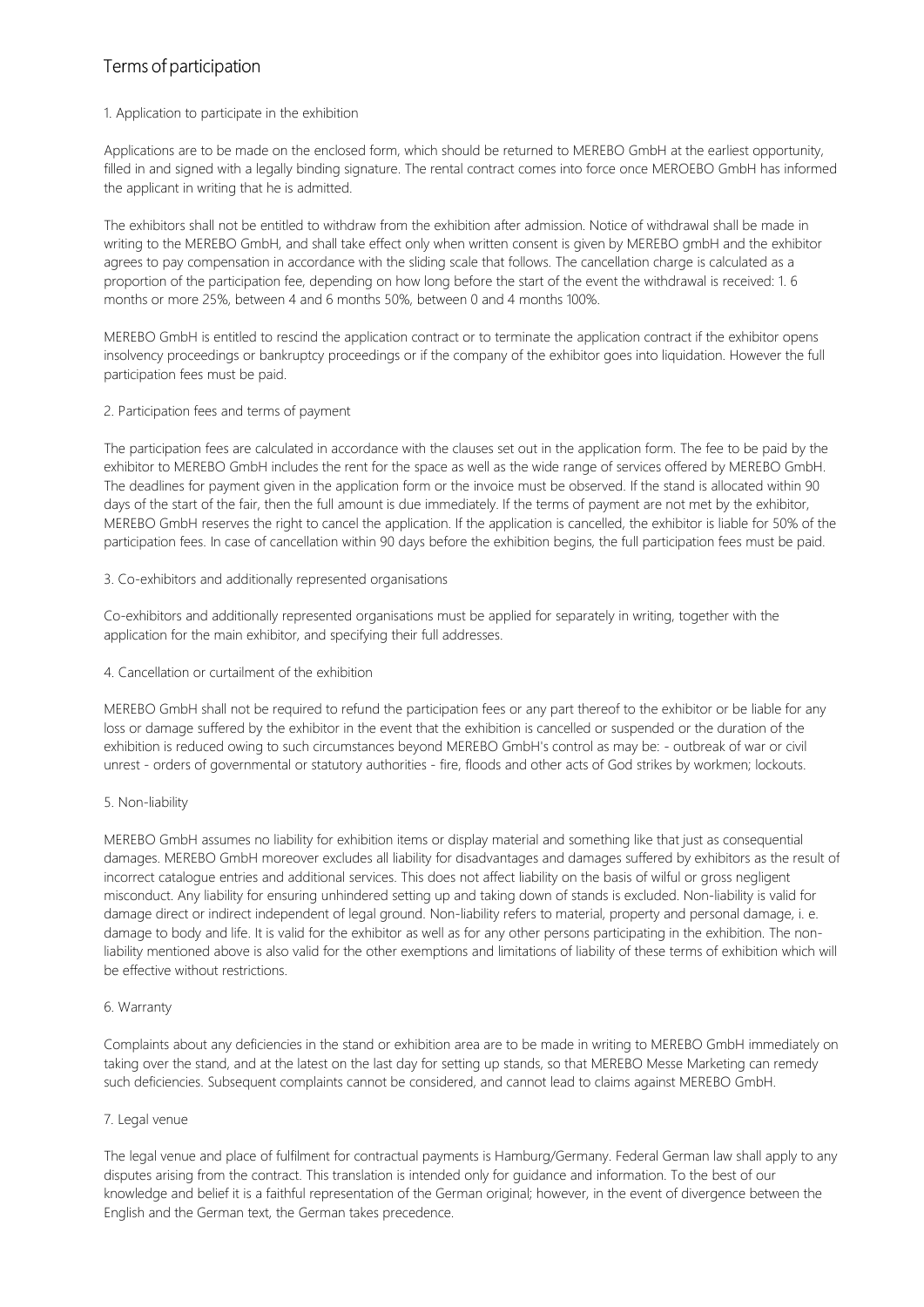# Terms of participation

1. Application to participate in the exhibition

Applications are to be made on the enclosed form, which should be returned to MEREBO GmbH at the earliest opportunity, filled in and signed with a legally binding signature. The rental contract comes into force once MEROEBO GmbH has informed the applicant in writing that he is admitted.

The exhibitors shall not be entitled to withdraw from the exhibition after admission. Notice of withdrawal shall be made in writing to the MEREBO GmbH, and shall take effect only when written consent is given by MEREBO gmbH and the exhibitor agrees to pay compensation in accordance with the sliding scale that follows. The cancellation charge is calculated as a proportion of the participation fee, depending on how long before the start of the event the withdrawal is received: 1. 6 months or more 25%, between 4 and 6 months 50%, between 0 and 4 months 100%.

MEREBO GmbH is entitled to rescind the application contract or to terminate the application contract if the exhibitor opens insolvency proceedings or bankruptcy proceedings or if the company of the exhibitor goes into liquidation. However the full participation fees must be paid.

2. Participation fees and terms of payment

The participation fees are calculated in accordance with the clauses set out in the application form. The fee to be paid by the exhibitor to MEREBO GmbH includes the rent for the space as well as the wide range of services offered by MEREBO GmbH. The deadlines for payment given in the application form or the invoice must be observed. If the stand is allocated within 90 days of the start of the fair, then the full amount is due immediately. If the terms of payment are not met by the exhibitor, MEREBO GmbH reserves the right to cancel the application. If the application is cancelled, the exhibitor is liable for 50% of the participation fees. In case of cancellation within 90 days before the exhibition begins, the full participation fees must be paid.

3. Co-exhibitors and additionally represented organisations

Co-exhibitors and additionally represented organisations must be applied for separately in writing, together with the application for the main exhibitor, and specifying their full addresses.

4. Cancellation or curtailment of the exhibition

MEREBO GmbH shall not be required to refund the participation fees or any part thereof to the exhibitor or be liable for any loss or damage suffered by the exhibitor in the event that the exhibition is cancelled or suspended or the duration of the exhibition is reduced owing to such circumstances beyond MEREBO GmbH's control as may be: - outbreak of war or civil unrest - orders of governmental or statutory authorities - fire, floods and other acts of God strikes by workmen; lockouts.

5. Non-liability

MEREBO GmbH assumes no liability for exhibition items or display material and something like that just as consequential damages. MEREBO GmbH moreover excludes all liability for disadvantages and damages suffered by exhibitors as the result of incorrect catalogue entries and additional services. This does not affect liability on the basis of wilful or gross negligent misconduct. Any liability for ensuring unhindered setting up and taking down of stands is excluded. Non-liability is valid for damage direct or indirect independent of legal ground. Non-liability refers to material, property and personal damage, i. e. damage to body and life. It is valid for the exhibitor as well as for any other persons participating in the exhibition. The non-liability mentioned above is also valid for the other exemptions and limitations of liability of these terms of exhibition which will be effective without restrictions.

6. Warranty

Complaints about any deficiencies in the stand or exhibition area are to be made in writing to MEREBO GmbH immediately on taking over the stand, and at the latest on the last day for setting up stands, so that MEREBO Messe Marketing can remedy such deficiencies. Subsequent complaints cannot be considered, and cannot lead to claims against MEREBO GmbH.

7. Legal venue

The legal venue and place of fulfilment for contractual payments is Hamburg/Germany. Federal German law shall apply to any disputes arising from the contract. This translation is intended only for guidance and information. To the best of our knowledge and belief it is a faithful representation of the German original; however, in the event of divergence between the English and the German text, the German takes precedence.